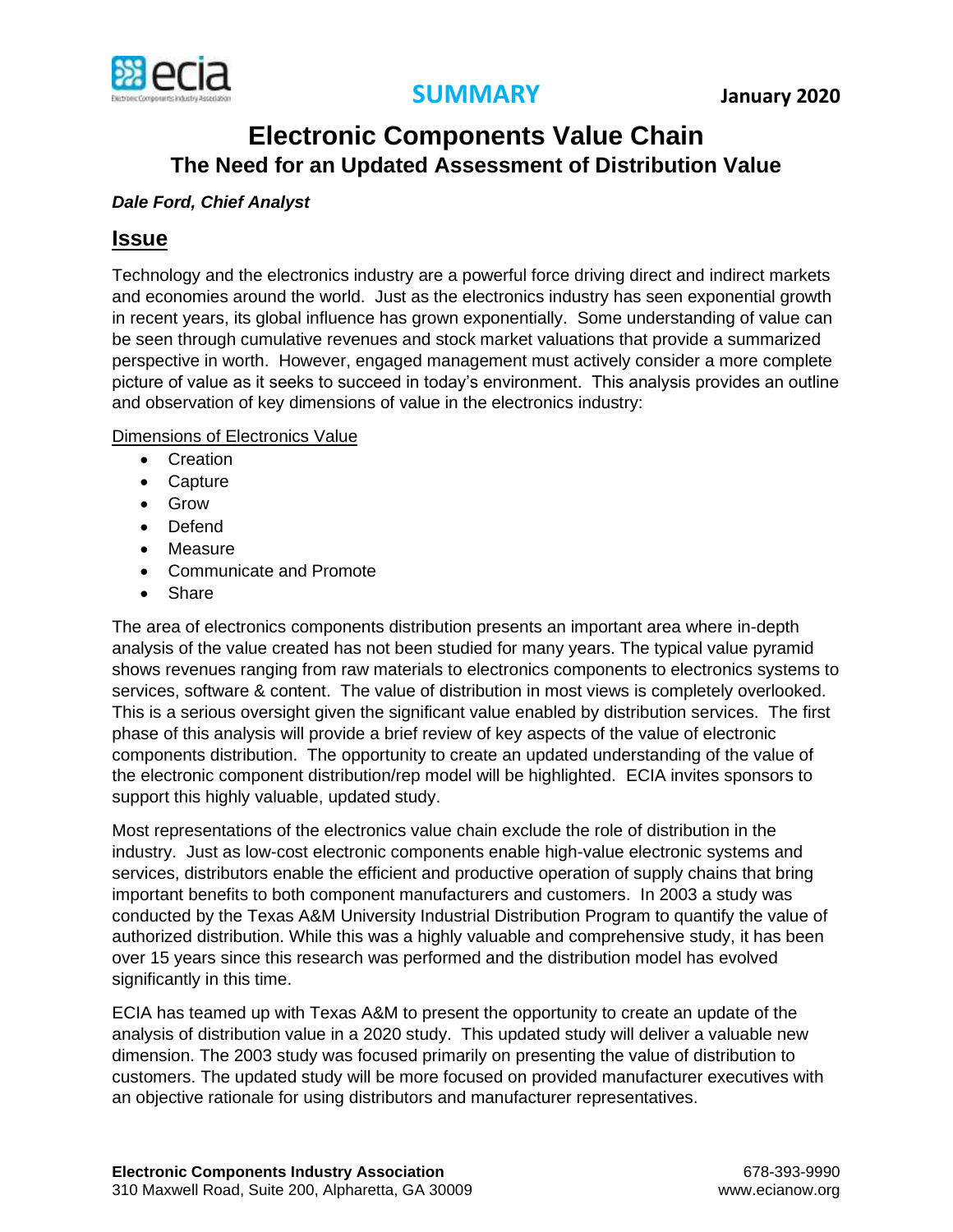**SUMMARY** **January 2020**

# Electronic Components Value Chain

## The Need for an Updated Assessment of Distribution Value

***Dale Ford, Chief Analyst***

## Issue

Technology and the electronics industry are a powerful force driving direct and indirect markets and economies around the world. Just as the electronics industry has seen exponential growth in recent years, its global influence has grown exponentially. Some understanding of value can be seen through cumulative revenues and stock market valuations that provide a summarized perspective in worth. However, engaged management must actively consider a more complete picture of value as it seeks to succeed in today's environment. This analysis provides an outline and observation of key dimensions of value in the electronics industry:

Dimensions of Electronics Value

- Creation
- Capture
- Grow
- Defend
- Measure
- Communicate and Promote
- Share

The area of electronics components distribution presents an important area where in-depth analysis of the value created has not been studied for many years. The typical value pyramid shows revenues ranging from raw materials to electronics components to electronics systems to services, software & content. The value of distribution in most views is completely overlooked. This is a serious oversight given the significant value enabled by distribution services. The first phase of this analysis will provide a brief review of key aspects of the value of electronic components distribution. The opportunity to create an updated understanding of the value of the electronic component distribution/rep model will be highlighted. ECIA invites sponsors to support this highly valuable, updated study.

Most representations of the electronics value chain exclude the role of distribution in the industry. Just as low-cost electronic components enable high-value electronic systems and services, distributors enable the efficient and productive operation of supply chains that bring important benefits to both component manufacturers and customers. In 2003 a study was conducted by the Texas A&M University Industrial Distribution Program to quantify the value of authorized distribution. While this was a highly valuable and comprehensive study, it has been over 15 years since this research was performed and the distribution model has evolved significantly in this time.

ECIA has teamed up with Texas A&M to present the opportunity to create an update of the analysis of distribution value in a 2020 study. This updated study will deliver a valuable new dimension. The 2003 study was focused primarily on presenting the value of distribution to customers. The updated study will be more focused on provided manufacturer executives with an objective rationale for using distributors and manufacturer representatives.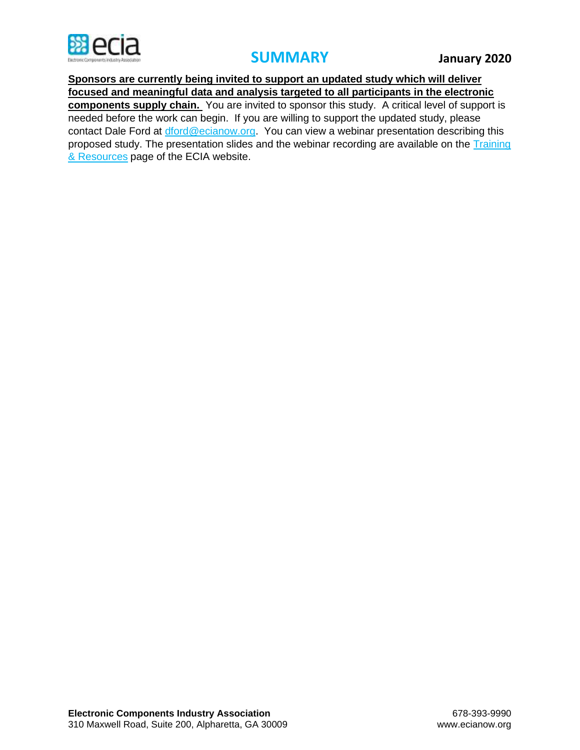**Sponsors are currently being invited to support an updated study which will deliver focused and meaningful data and analysis targeted to all participants in the electronic components supply chain.** You are invited to sponsor this study. A critical level of support is needed before the work can begin. If you are willing to support the updated study, please contact Dale Ford at dford@ecianow.org. You can view a webinar presentation describing this proposed study. The presentation slides and the webinar recording are available on the Training & Resources page of the ECIA website.